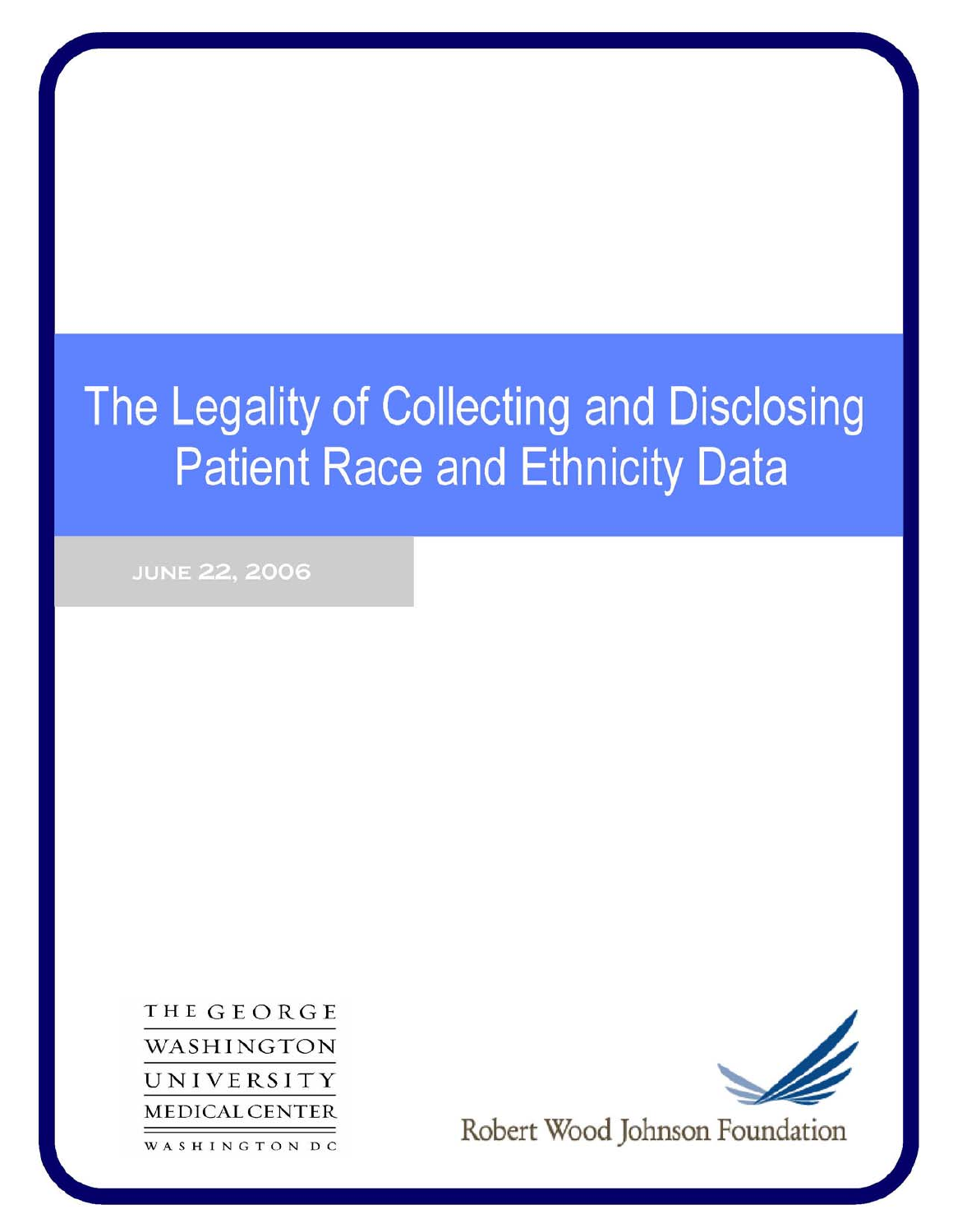# The Legality of Collecting and Disclosing Patient Race and Ethnicity Data

JUNE 22, 2006

THE GEORGE WASHINGTON UNIVERSITY MEDICAL CENTER

WASHINGTON DC

Robert Wood Johnson Foundation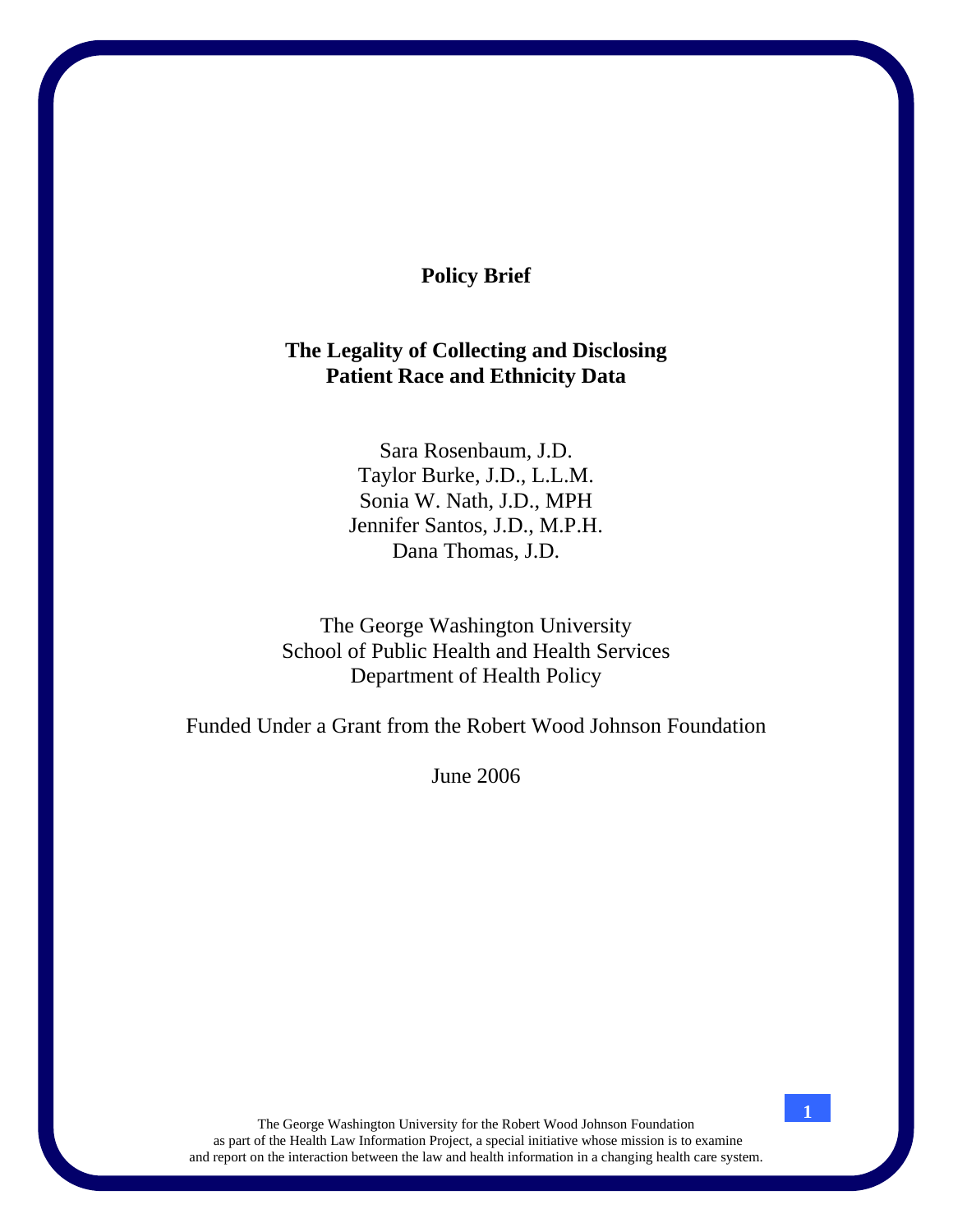**Policy Brief**

# The Legality of Collecting and Disclosing Patient Race and Ethnicity Data

Sara Rosenbaum, J.D.
Taylor Burke, J.D., L.L.M.
Sonia W. Nath, J.D., MPH
Jennifer Santos, J.D., M.P.H.
Dana Thomas, J.D.

The George Washington University
School of Public Health and Health Services
Department of Health Policy

Funded Under a Grant from the Robert Wood Johnson Foundation

June 2006

The George Washington University for the Robert Wood Johnson Foundation as part of the Health Law Information Project, a special initiative whose mission is to examine and report on the interaction between the law and health information in a changing health care system.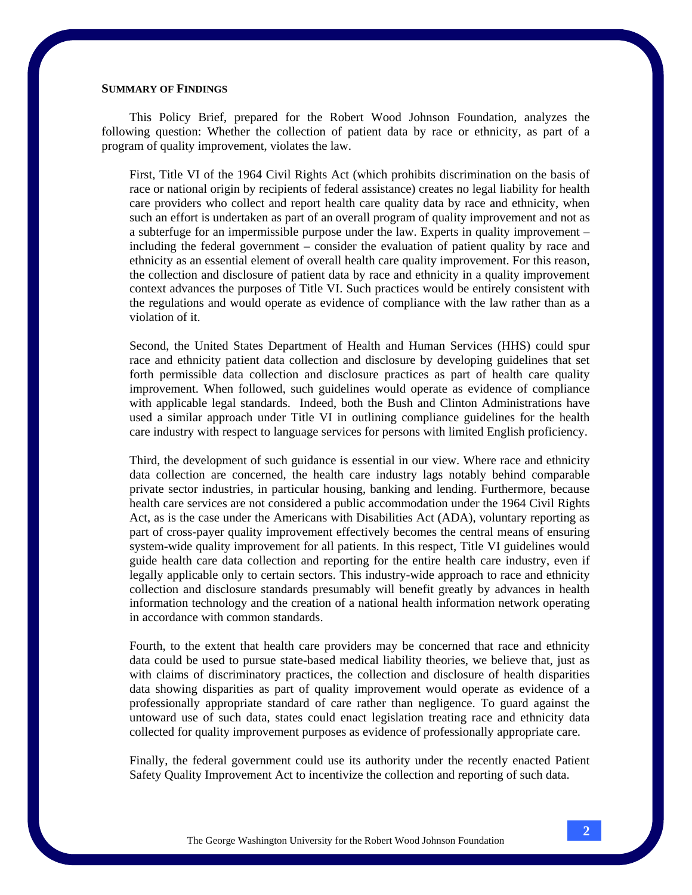## SUMMARY OF FINDINGS

This Policy Brief, prepared for the Robert Wood Johnson Foundation, analyzes the following question: Whether the collection of patient data by race or ethnicity, as part of a program of quality improvement, violates the law.

First, Title VI of the 1964 Civil Rights Act (which prohibits discrimination on the basis of race or national origin by recipients of federal assistance) creates no legal liability for health care providers who collect and report health care quality data by race and ethnicity, when such an effort is undertaken as part of an overall program of quality improvement and not as a subterfuge for an impermissible purpose under the law. Experts in quality improvement – including the federal government – consider the evaluation of patient quality by race and ethnicity as an essential element of overall health care quality improvement. For this reason, the collection and disclosure of patient data by race and ethnicity in a quality improvement context advances the purposes of Title VI. Such practices would be entirely consistent with the regulations and would operate as evidence of compliance with the law rather than as a violation of it.

Second, the United States Department of Health and Human Services (HHS) could spur race and ethnicity patient data collection and disclosure by developing guidelines that set forth permissible data collection and disclosure practices as part of health care quality improvement. When followed, such guidelines would operate as evidence of compliance with applicable legal standards. Indeed, both the Bush and Clinton Administrations have used a similar approach under Title VI in outlining compliance guidelines for the health care industry with respect to language services for persons with limited English proficiency.

Third, the development of such guidance is essential in our view. Where race and ethnicity data collection are concerned, the health care industry lags notably behind comparable private sector industries, in particular housing, banking and lending. Furthermore, because health care services are not considered a public accommodation under the 1964 Civil Rights Act, as is the case under the Americans with Disabilities Act (ADA), voluntary reporting as part of cross-payer quality improvement effectively becomes the central means of ensuring system-wide quality improvement for all patients. In this respect, Title VI guidelines would guide health care data collection and reporting for the entire health care industry, even if legally applicable only to certain sectors. This industry-wide approach to race and ethnicity collection and disclosure standards presumably will benefit greatly by advances in health information technology and the creation of a national health information network operating in accordance with common standards.

Fourth, to the extent that health care providers may be concerned that race and ethnicity data could be used to pursue state-based medical liability theories, we believe that, just as with claims of discriminatory practices, the collection and disclosure of health disparities data showing disparities as part of quality improvement would operate as evidence of a professionally appropriate standard of care rather than negligence. To guard against the untoward use of such data, states could enact legislation treating race and ethnicity data collected for quality improvement purposes as evidence of professionally appropriate care.

Finally, the federal government could use its authority under the recently enacted Patient Safety Quality Improvement Act to incentivize the collection and reporting of such data.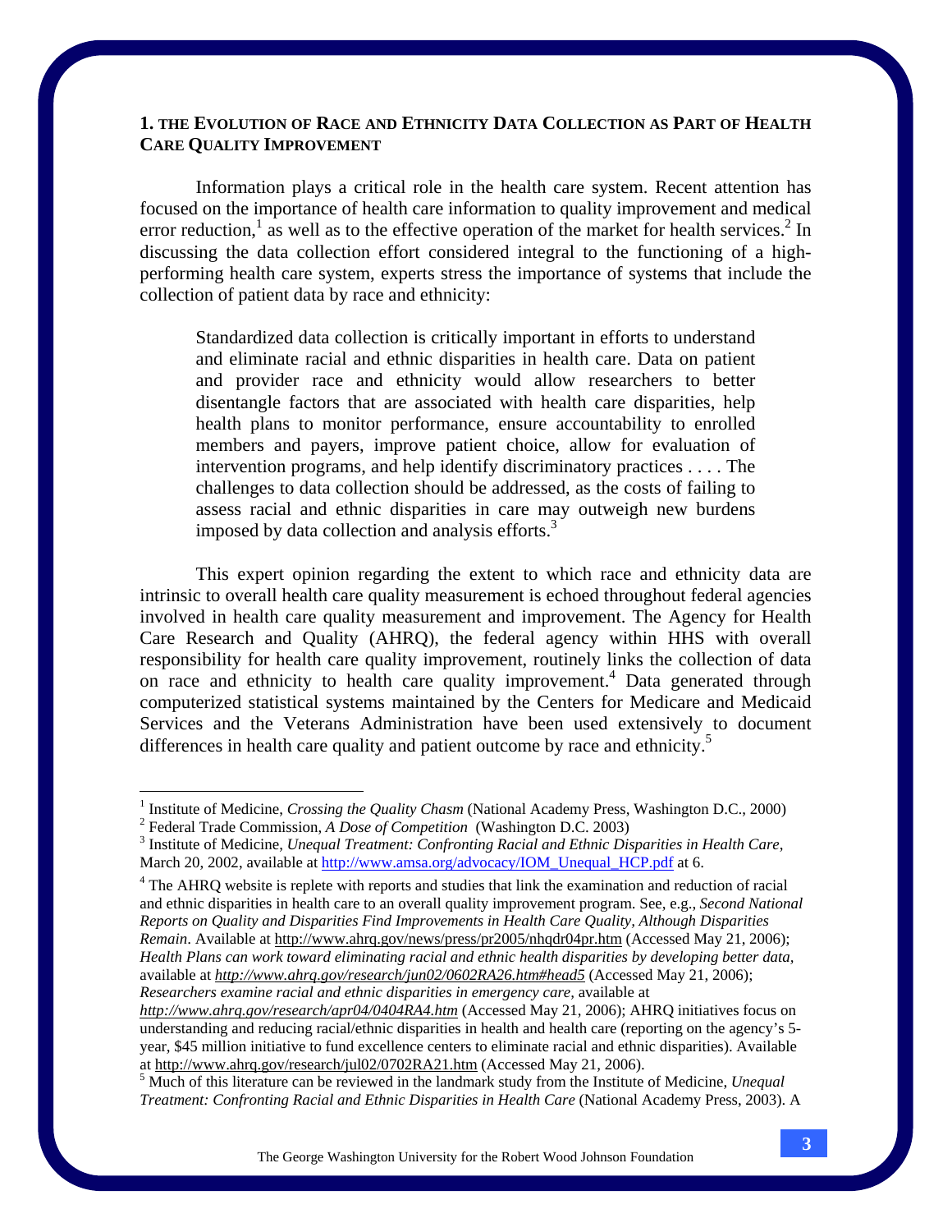## 1. The Evolution of Race and Ethnicity Data Collection as Part of Health Care Quality Improvement

Information plays a critical role in the health care system. Recent attention has focused on the importance of health care information to quality improvement and medical error reduction,[1] as well as to the effective operation of the market for health services.[2] In discussing the data collection effort considered integral to the functioning of a high-performing health care system, experts stress the importance of systems that include the collection of patient data by race and ethnicity:

> Standardized data collection is critically important in efforts to understand and eliminate racial and ethnic disparities in health care. Data on patient and provider race and ethnicity would allow researchers to better disentangle factors that are associated with health care disparities, help health plans to monitor performance, ensure accountability to enrolled members and payers, improve patient choice, allow for evaluation of intervention programs, and help identify discriminatory practices . . . . The challenges to data collection should be addressed, as the costs of failing to assess racial and ethnic disparities in care may outweigh new burdens imposed by data collection and analysis efforts.[3]

This expert opinion regarding the extent to which race and ethnicity data are intrinsic to overall health care quality measurement is echoed throughout federal agencies involved in health care quality measurement and improvement. The Agency for Health Care Research and Quality (AHRQ), the federal agency within HHS with overall responsibility for health care quality improvement, routinely links the collection of data on race and ethnicity to health care quality improvement.[4] Data generated through computerized statistical systems maintained by the Centers for Medicare and Medicaid Services and the Veterans Administration have been used extensively to document differences in health care quality and patient outcome by race and ethnicity.[5]

---

[1] Institute of Medicine, *Crossing the Quality Chasm* (National Academy Press, Washington D.C., 2000)

[2] Federal Trade Commission, *A Dose of Competition* (Washington D.C. 2003)

[3] Institute of Medicine, *Unequal Treatment: Confronting Racial and Ethnic Disparities in Health Care*, March 20, 2002, available at http://www.amsa.org/advocacy/IOM_Unequal_HCP.pdf at 6.

[4] The AHRQ website is replete with reports and studies that link the examination and reduction of racial and ethnic disparities in health care to an overall quality improvement program. See, e.g., *Second National Reports on Quality and Disparities Find Improvements in Health Care Quality, Although Disparities Remain*. Available at http://www.ahrq.gov/news/press/pr2005/nhqdr04pr.htm (Accessed May 21, 2006); *Health Plans can work toward eliminating racial and ethnic health disparities by developing better data*, available at *http://www.ahrq.gov/research/jun02/0602RA26.htm#head5* (Accessed May 21, 2006); *Researchers examine racial and ethnic disparities in emergency care*, available at *http://www.ahrq.gov/research/apr04/0404RA4.htm* (Accessed May 21, 2006); AHRQ initiatives focus on understanding and reducing racial/ethnic disparities in health and health care (reporting on the agency's 5-year, $45 million initiative to fund excellence centers to eliminate racial and ethnic disparities). Available at http://www.ahrq.gov/research/jul02/0702RA21.htm (Accessed May 21, 2006).

[5] Much of this literature can be reviewed in the landmark study from the Institute of Medicine, *Unequal Treatment: Confronting Racial and Ethnic Disparities in Health Care* (National Academy Press, 2003). A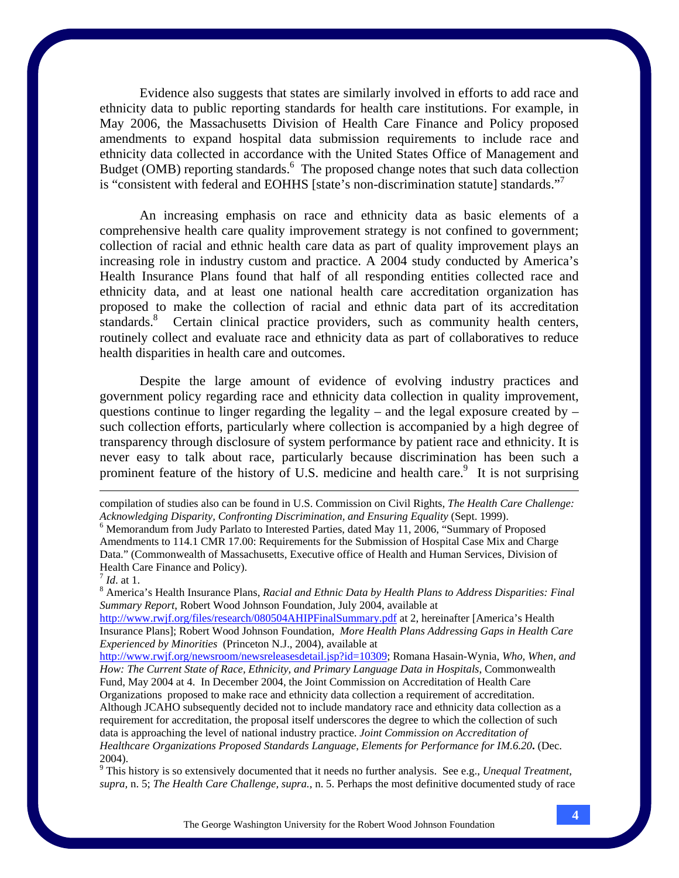Evidence also suggests that states are similarly involved in efforts to add race and ethnicity data to public reporting standards for health care institutions. For example, in May 2006, the Massachusetts Division of Health Care Finance and Policy proposed amendments to expand hospital data submission requirements to include race and ethnicity data collected in accordance with the United States Office of Management and Budget (OMB) reporting standards.[6] The proposed change notes that such data collection is "consistent with federal and EOHHS [state's non-discrimination statute] standards."[7]

An increasing emphasis on race and ethnicity data as basic elements of a comprehensive health care quality improvement strategy is not confined to government; collection of racial and ethnic health care data as part of quality improvement plays an increasing role in industry custom and practice. A 2004 study conducted by America's Health Insurance Plans found that half of all responding entities collected race and ethnicity data, and at least one national health care accreditation organization has proposed to make the collection of racial and ethnic data part of its accreditation standards.[8] Certain clinical practice providers, such as community health centers, routinely collect and evaluate race and ethnicity data as part of collaboratives to reduce health disparities in health care and outcomes.

Despite the large amount of evidence of evolving industry practices and government policy regarding race and ethnicity data collection in quality improvement, questions continue to linger regarding the legality – and the legal exposure created by – such collection efforts, particularly where collection is accompanied by a high degree of transparency through disclosure of system performance by patient race and ethnicity. It is never easy to talk about race, particularly because discrimination has been such a prominent feature of the history of U.S. medicine and health care.[9] It is not surprising

---

compilation of studies also can be found in U.S. Commission on Civil Rights, *The Health Care Challenge: Acknowledging Disparity, Confronting Discrimination, and Ensuring Equality* (Sept. 1999).

[6] Memorandum from Judy Parlato to Interested Parties, dated May 11, 2006, "Summary of Proposed Amendments to 114.1 CMR 17.00: Requirements for the Submission of Hospital Case Mix and Charge Data." (Commonwealth of Massachusetts, Executive office of Health and Human Services, Division of Health Care Finance and Policy).

[7] *Id*. at 1.

[8] America's Health Insurance Plans, *Racial and Ethnic Data by Health Plans to Address Disparities: Final Summary Report*, Robert Wood Johnson Foundation, July 2004, available at http://www.rwjf.org/files/research/080504AHIPFinalSummary.pdf at 2, hereinafter [America's Health Insurance Plans]; Robert Wood Johnson Foundation, *More Health Plans Addressing Gaps in Health Care Experienced by Minorities* (Princeton N.J., 2004), available at http://www.rwjf.org/newsroom/newsreleasesdetail.jsp?id=10309; Romana Hasain-Wynia, *Who, When, and How: The Current State of Race, Ethnicity, and Primary Language Data in Hospitals*, Commonwealth Fund, May 2004 at 4. In December 2004, the Joint Commission on Accreditation of Health Care Organizations proposed to make race and ethnicity data collection a requirement of accreditation. Although JCAHO subsequently decided not to include mandatory race and ethnicity data collection as a requirement for accreditation, the proposal itself underscores the degree to which the collection of such data is approaching the level of national industry practice. *Joint Commission on Accreditation of Healthcare Organizations Proposed Standards Language, Elements for Performance for IM.6.20***.** (Dec. 2004).

[9] This history is so extensively documented that it needs no further analysis. See e.g., *Unequal Treatment, supra,* n. 5; *The Health Care Challenge, supra.,* n. 5. Perhaps the most definitive documented study of race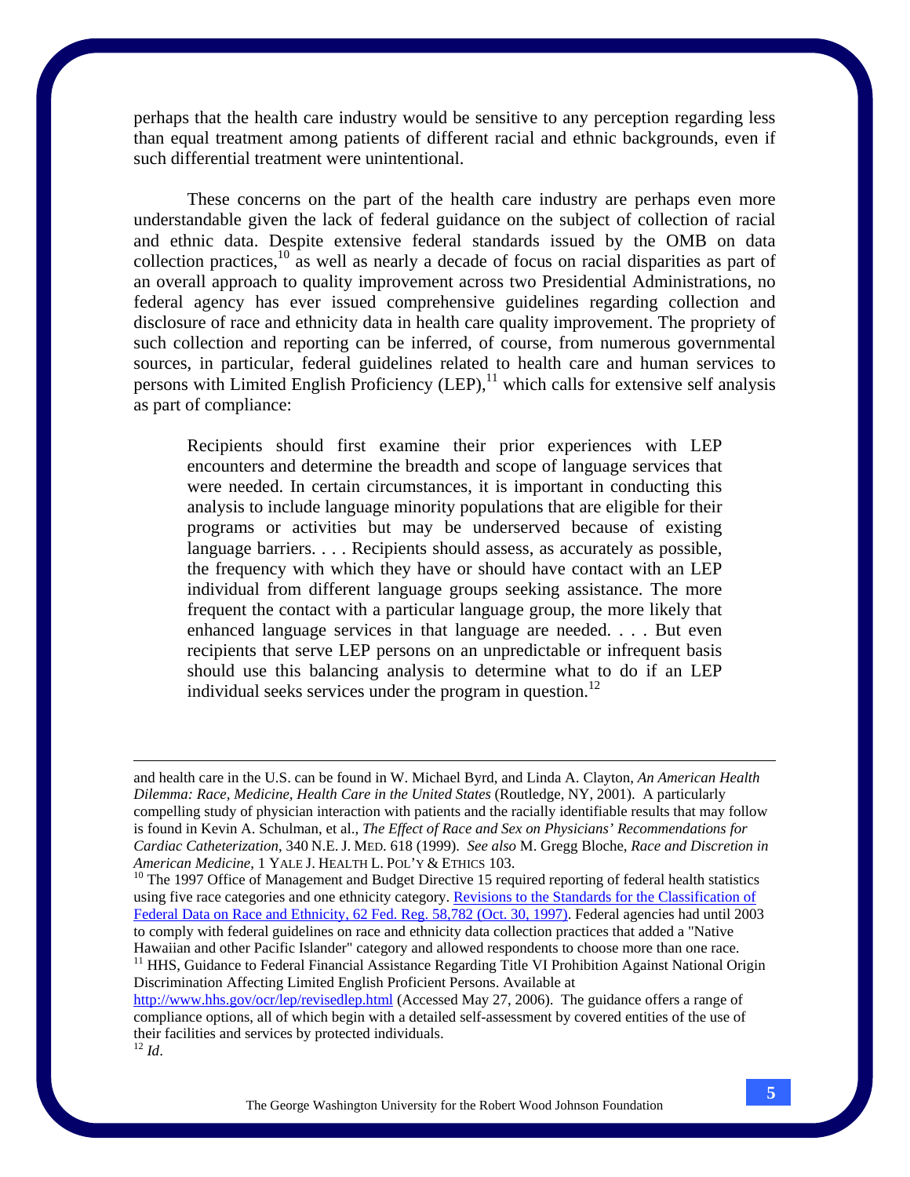perhaps that the health care industry would be sensitive to any perception regarding less than equal treatment among patients of different racial and ethnic backgrounds, even if such differential treatment were unintentional.

These concerns on the part of the health care industry are perhaps even more understandable given the lack of federal guidance on the subject of collection of racial and ethnic data. Despite extensive federal standards issued by the OMB on data collection practices,[10] as well as nearly a decade of focus on racial disparities as part of an overall approach to quality improvement across two Presidential Administrations, no federal agency has ever issued comprehensive guidelines regarding collection and disclosure of race and ethnicity data in health care quality improvement. The propriety of such collection and reporting can be inferred, of course, from numerous governmental sources, in particular, federal guidelines related to health care and human services to persons with Limited English Proficiency (LEP),[11] which calls for extensive self analysis as part of compliance:

> Recipients should first examine their prior experiences with LEP encounters and determine the breadth and scope of language services that were needed. In certain circumstances, it is important in conducting this analysis to include language minority populations that are eligible for their programs or activities but may be underserved because of existing language barriers. . . . Recipients should assess, as accurately as possible, the frequency with which they have or should have contact with an LEP individual from different language groups seeking assistance. The more frequent the contact with a particular language group, the more likely that enhanced language services in that language are needed. . . . But even recipients that serve LEP persons on an unpredictable or infrequent basis should use this balancing analysis to determine what to do if an LEP individual seeks services under the program in question.[12]

---

and health care in the U.S. can be found in W. Michael Byrd, and Linda A. Clayton, *An American Health Dilemma: Race, Medicine, Health Care in the United States* (Routledge, NY, 2001). A particularly compelling study of physician interaction with patients and the racially identifiable results that may follow is found in Kevin A. Schulman, et al., *The Effect of Race and Sex on Physicians' Recommendations for Cardiac Catheterization*, 340 N.E. J. MED. 618 (1999). *See also* M. Gregg Bloche, *Race and Discretion in American Medicine*, 1 YALE J. HEALTH L. POL'Y & ETHICS 103.

[10] The 1997 Office of Management and Budget Directive 15 required reporting of federal health statistics using five race categories and one ethnicity category. Revisions to the Standards for the Classification of Federal Data on Race and Ethnicity, 62 Fed. Reg. 58,782 (Oct. 30, 1997). Federal agencies had until 2003 to comply with federal guidelines on race and ethnicity data collection practices that added a "Native Hawaiian and other Pacific Islander" category and allowed respondents to choose more than one race.

[11] HHS, Guidance to Federal Financial Assistance Regarding Title VI Prohibition Against National Origin Discrimination Affecting Limited English Proficient Persons. Available at http://www.hhs.gov/ocr/lep/revisedlep.html (Accessed May 27, 2006). The guidance offers a range of compliance options, all of which begin with a detailed self-assessment by covered entities of the use of their facilities and services by protected individuals.

[12] *Id*.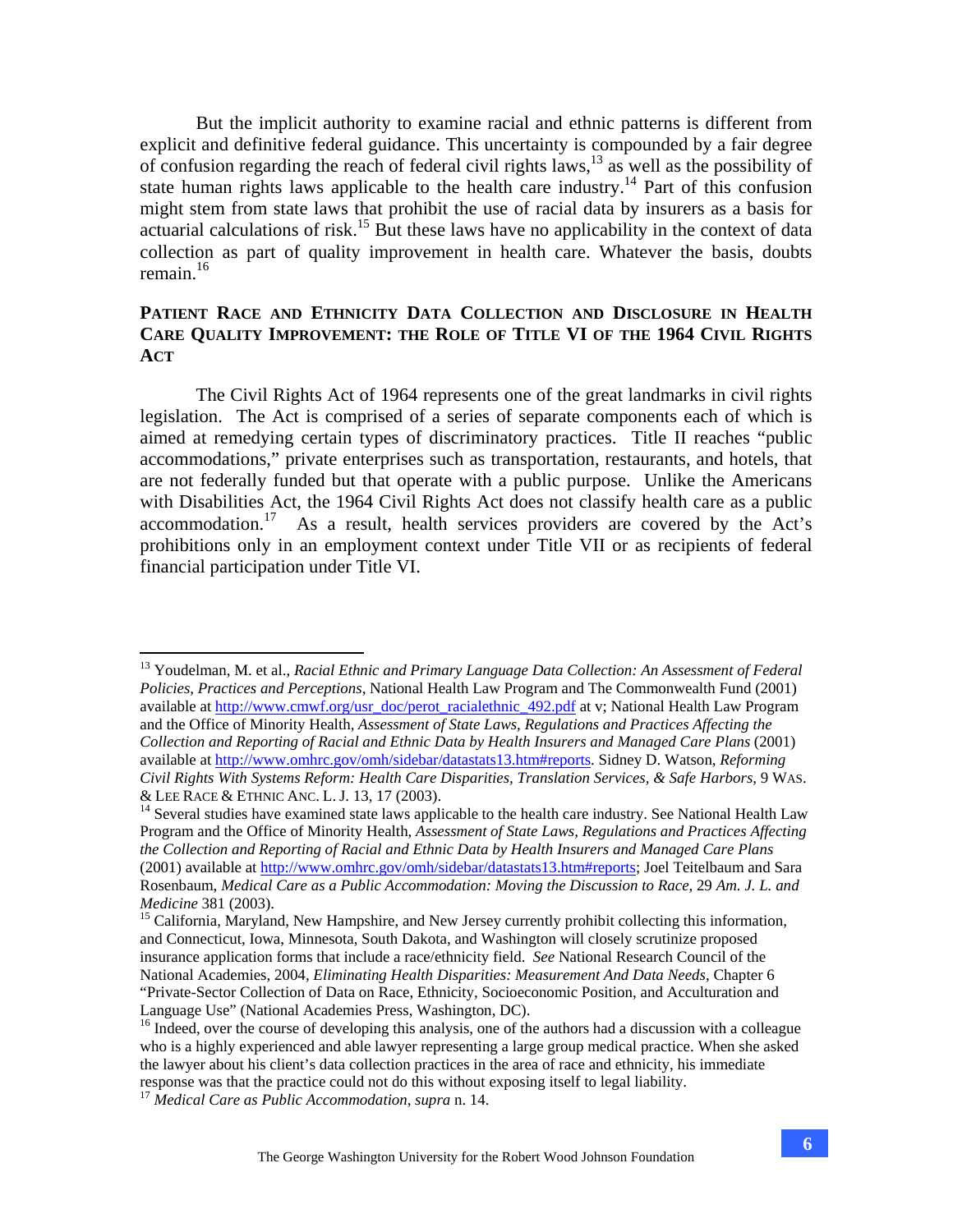But the implicit authority to examine racial and ethnic patterns is different from explicit and definitive federal guidance. This uncertainty is compounded by a fair degree of confusion regarding the reach of federal civil rights laws,[13] as well as the possibility of state human rights laws applicable to the health care industry.[14] Part of this confusion might stem from state laws that prohibit the use of racial data by insurers as a basis for actuarial calculations of risk.[15] But these laws have no applicability in the context of data collection as part of quality improvement in health care. Whatever the basis, doubts remain.[16]

## Patient Race and Ethnicity Data Collection and Disclosure in Health Care Quality Improvement: The Role of Title VI of the 1964 Civil Rights Act

The Civil Rights Act of 1964 represents one of the great landmarks in civil rights legislation. The Act is comprised of a series of separate components each of which is aimed at remedying certain types of discriminatory practices. Title II reaches "public accommodations," private enterprises such as transportation, restaurants, and hotels, that are not federally funded but that operate with a public purpose. Unlike the Americans with Disabilities Act, the 1964 Civil Rights Act does not classify health care as a public accommodation.[17] As a result, health services providers are covered by the Act's prohibitions only in an employment context under Title VII or as recipients of federal financial participation under Title VI.

---

[13] Youdelman, M. et al., *Racial Ethnic and Primary Language Data Collection: An Assessment of Federal Policies, Practices and Perceptions*, National Health Law Program and The Commonwealth Fund (2001) available at http://www.cmwf.org/usr_doc/perot_racialethnic_492.pdf at v; National Health Law Program and the Office of Minority Health, *Assessment of State Laws, Regulations and Practices Affecting the Collection and Reporting of Racial and Ethnic Data by Health Insurers and Managed Care Plans* (2001) available at http://www.omhrc.gov/omh/sidebar/datastats13.htm#reports. Sidney D. Watson, *Reforming Civil Rights With Systems Reform: Health Care Disparities, Translation Services, & Safe Harbors*, 9 WAS. & LEE RACE & ETHNIC ANC. L. J. 13, 17 (2003).

[14] Several studies have examined state laws applicable to the health care industry. See National Health Law Program and the Office of Minority Health, *Assessment of State Laws, Regulations and Practices Affecting the Collection and Reporting of Racial and Ethnic Data by Health Insurers and Managed Care Plans* (2001) available at http://www.omhrc.gov/omh/sidebar/datastats13.htm#reports; Joel Teitelbaum and Sara Rosenbaum, *Medical Care as a Public Accommodation: Moving the Discussion to Race*, 29 *Am. J. L. and Medicine* 381 (2003).

[15] California, Maryland, New Hampshire, and New Jersey currently prohibit collecting this information, and Connecticut, Iowa, Minnesota, South Dakota, and Washington will closely scrutinize proposed insurance application forms that include a race/ethnicity field. *See* National Research Council of the National Academies, 2004, *Eliminating Health Disparities: Measurement And Data Needs*, Chapter 6 "Private-Sector Collection of Data on Race, Ethnicity, Socioeconomic Position, and Acculturation and Language Use" (National Academies Press, Washington, DC).

[16] Indeed, over the course of developing this analysis, one of the authors had a discussion with a colleague who is a highly experienced and able lawyer representing a large group medical practice. When she asked the lawyer about his client's data collection practices in the area of race and ethnicity, his immediate response was that the practice could not do this without exposing itself to legal liability.

[17] *Medical Care as Public Accommodation, supra* n. 14.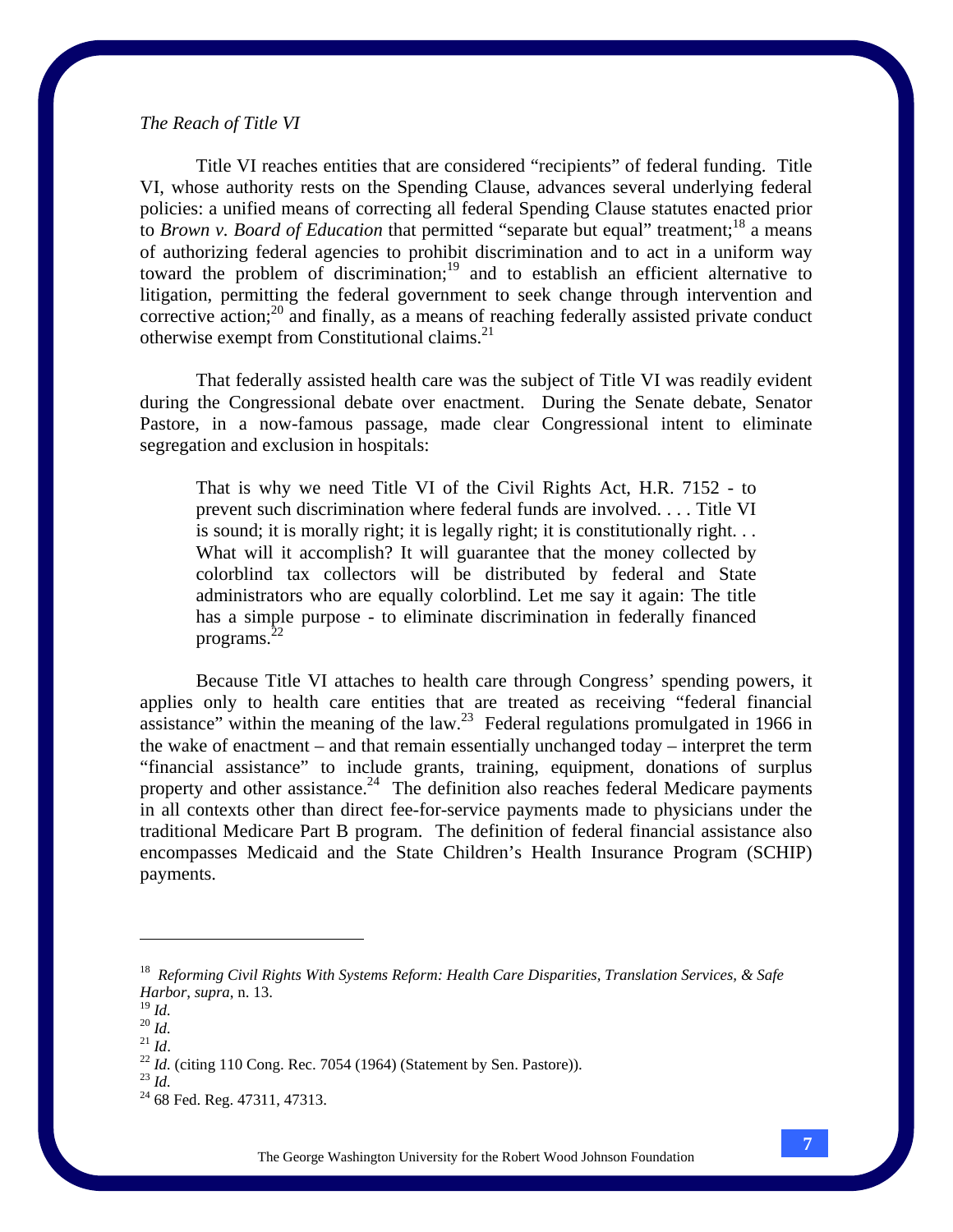*The Reach of Title VI*

Title VI reaches entities that are considered "recipients" of federal funding. Title VI, whose authority rests on the Spending Clause, advances several underlying federal policies: a unified means of correcting all federal Spending Clause statutes enacted prior to *Brown v. Board of Education* that permitted "separate but equal" treatment;[18] a means of authorizing federal agencies to prohibit discrimination and to act in a uniform way toward the problem of discrimination;[19] and to establish an efficient alternative to litigation, permitting the federal government to seek change through intervention and corrective action;[20] and finally, as a means of reaching federally assisted private conduct otherwise exempt from Constitutional claims.[21]

That federally assisted health care was the subject of Title VI was readily evident during the Congressional debate over enactment. During the Senate debate, Senator Pastore, in a now-famous passage, made clear Congressional intent to eliminate segregation and exclusion in hospitals:

> That is why we need Title VI of the Civil Rights Act, H.R. 7152 - to prevent such discrimination where federal funds are involved. . . . Title VI is sound; it is morally right; it is legally right; it is constitutionally right. . . What will it accomplish? It will guarantee that the money collected by colorblind tax collectors will be distributed by federal and State administrators who are equally colorblind. Let me say it again: The title has a simple purpose - to eliminate discrimination in federally financed programs.[22]

Because Title VI attaches to health care through Congress' spending powers, it applies only to health care entities that are treated as receiving "federal financial assistance" within the meaning of the law.[23] Federal regulations promulgated in 1966 in the wake of enactment – and that remain essentially unchanged today – interpret the term "financial assistance" to include grants, training, equipment, donations of surplus property and other assistance.[24] The definition also reaches federal Medicare payments in all contexts other than direct fee-for-service payments made to physicians under the traditional Medicare Part B program. The definition of federal financial assistance also encompasses Medicaid and the State Children's Health Insurance Program (SCHIP) payments.

---

[18] *Reforming Civil Rights With Systems Reform: Health Care Disparities, Translation Services, & Safe Harbor*, *supra*, n. 13.
[19] *Id*.
[20] *Id*.
[21] *Id*.
[22] *Id*. (citing 110 Cong. Rec. 7054 (1964) (Statement by Sen. Pastore)).
[23] *Id*.
[24] 68 Fed. Reg. 47311, 47313.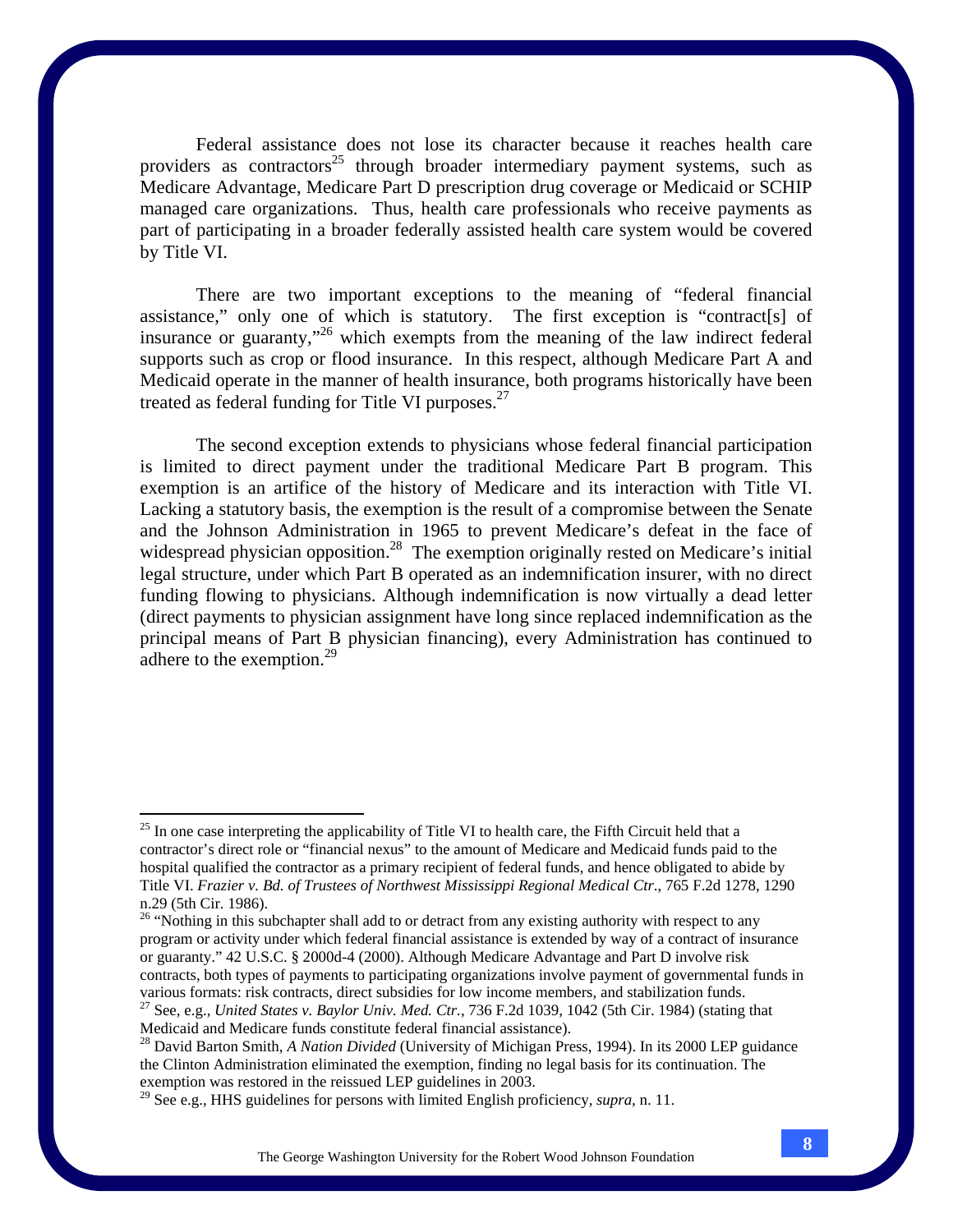Federal assistance does not lose its character because it reaches health care providers as contractors[25] through broader intermediary payment systems, such as Medicare Advantage, Medicare Part D prescription drug coverage or Medicaid or SCHIP managed care organizations. Thus, health care professionals who receive payments as part of participating in a broader federally assisted health care system would be covered by Title VI.

There are two important exceptions to the meaning of "federal financial assistance," only one of which is statutory. The first exception is "contract[s] of insurance or guaranty,"[26] which exempts from the meaning of the law indirect federal supports such as crop or flood insurance. In this respect, although Medicare Part A and Medicaid operate in the manner of health insurance, both programs historically have been treated as federal funding for Title VI purposes.[27]

The second exception extends to physicians whose federal financial participation is limited to direct payment under the traditional Medicare Part B program. This exemption is an artifice of the history of Medicare and its interaction with Title VI. Lacking a statutory basis, the exemption is the result of a compromise between the Senate and the Johnson Administration in 1965 to prevent Medicare's defeat in the face of widespread physician opposition.[28] The exemption originally rested on Medicare's initial legal structure, under which Part B operated as an indemnification insurer, with no direct funding flowing to physicians. Although indemnification is now virtually a dead letter (direct payments to physician assignment have long since replaced indemnification as the principal means of Part B physician financing), every Administration has continued to adhere to the exemption.[29]

---

[25] In one case interpreting the applicability of Title VI to health care, the Fifth Circuit held that a contractor's direct role or "financial nexus" to the amount of Medicare and Medicaid funds paid to the hospital qualified the contractor as a primary recipient of federal funds, and hence obligated to abide by Title VI. *Frazier v. Bd. of Trustees of Northwest Mississippi Regional Medical Ctr*., 765 F.2d 1278, 1290 n.29 (5th Cir. 1986).

[26] "Nothing in this subchapter shall add to or detract from any existing authority with respect to any program or activity under which federal financial assistance is extended by way of a contract of insurance or guaranty." 42 U.S.C. § 2000d-4 (2000). Although Medicare Advantage and Part D involve risk contracts, both types of payments to participating organizations involve payment of governmental funds in various formats: risk contracts, direct subsidies for low income members, and stabilization funds.

[27] See, e.g., *United States v. Baylor Univ. Med. Ctr.*, 736 F.2d 1039, 1042 (5th Cir. 1984) (stating that Medicaid and Medicare funds constitute federal financial assistance).

[28] David Barton Smith, *A Nation Divided* (University of Michigan Press, 1994). In its 2000 LEP guidance the Clinton Administration eliminated the exemption, finding no legal basis for its continuation. The exemption was restored in the reissued LEP guidelines in 2003.

[29] See e.g., HHS guidelines for persons with limited English proficiency, *supra*, n. 11.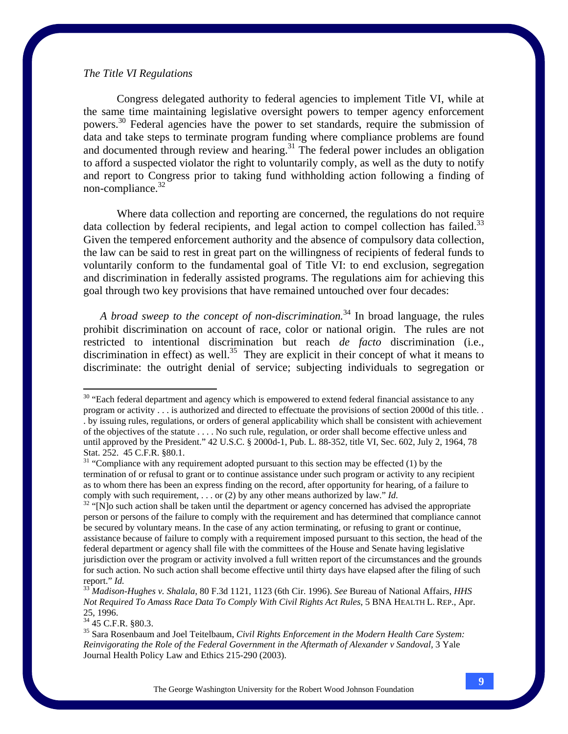*The Title VI Regulations*

Congress delegated authority to federal agencies to implement Title VI, while at the same time maintaining legislative oversight powers to temper agency enforcement powers.[30] Federal agencies have the power to set standards, require the submission of data and take steps to terminate program funding where compliance problems are found and documented through review and hearing.[31] The federal power includes an obligation to afford a suspected violator the right to voluntarily comply, as well as the duty to notify and report to Congress prior to taking fund withholding action following a finding of non-compliance.[32]

Where data collection and reporting are concerned, the regulations do not require data collection by federal recipients, and legal action to compel collection has failed.[33] Given the tempered enforcement authority and the absence of compulsory data collection, the law can be said to rest in great part on the willingness of recipients of federal funds to voluntarily conform to the fundamental goal of Title VI: to end exclusion, segregation and discrimination in federally assisted programs. The regulations aim for achieving this goal through two key provisions that have remained untouched over four decades:

*A broad sweep to the concept of non-discrimination.*[34] In broad language, the rules prohibit discrimination on account of race, color or national origin. The rules are not restricted to intentional discrimination but reach *de facto* discrimination (i.e., discrimination in effect) as well.[35] They are explicit in their concept of what it means to discriminate: the outright denial of service; subjecting individuals to segregation or

---

[30] "Each federal department and agency which is empowered to extend federal financial assistance to any program or activity . . . is authorized and directed to effectuate the provisions of section 2000d of this title. . . by issuing rules, regulations, or orders of general applicability which shall be consistent with achievement of the objectives of the statute . . . . No such rule, regulation, or order shall become effective unless and until approved by the President." 42 U.S.C. § 2000d-1, Pub. L. 88-352, title VI, Sec. 602, July 2, 1964, 78 Stat. 252. 45 C.F.R. §80.1.

[31] "Compliance with any requirement adopted pursuant to this section may be effected (1) by the termination of or refusal to grant or to continue assistance under such program or activity to any recipient as to whom there has been an express finding on the record, after opportunity for hearing, of a failure to comply with such requirement, . . . or (2) by any other means authorized by law." *Id.*

[32] "[N]o such action shall be taken until the department or agency concerned has advised the appropriate person or persons of the failure to comply with the requirement and has determined that compliance cannot be secured by voluntary means. In the case of any action terminating, or refusing to grant or continue, assistance because of failure to comply with a requirement imposed pursuant to this section, the head of the federal department or agency shall file with the committees of the House and Senate having legislative jurisdiction over the program or activity involved a full written report of the circumstances and the grounds for such action. No such action shall become effective until thirty days have elapsed after the filing of such report." *Id.*

[33] *Madison-Hughes v. Shalala*, 80 F.3d 1121, 1123 (6th Cir. 1996). *See* Bureau of National Affairs, *HHS Not Required To Amass Race Data To Comply With Civil Rights Act Rules*, 5 BNA HEALTH L. REP., Apr. 25, 1996.

[34] 45 C.F.R. §80.3.

[35] Sara Rosenbaum and Joel Teitelbaum, *Civil Rights Enforcement in the Modern Health Care System: Reinvigorating the Role of the Federal Government in the Aftermath of Alexander v Sandoval*, 3 Yale Journal Health Policy Law and Ethics 215-290 (2003).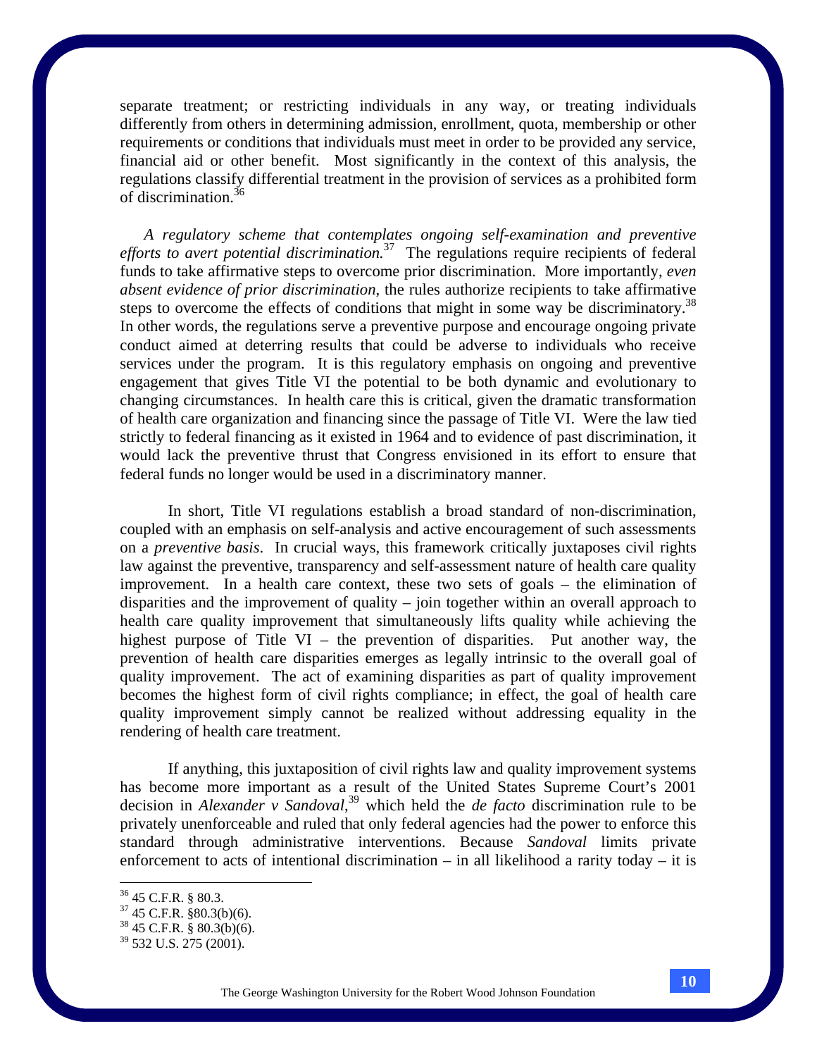separate treatment; or restricting individuals in any way, or treating individuals differently from others in determining admission, enrollment, quota, membership or other requirements or conditions that individuals must meet in order to be provided any service, financial aid or other benefit. Most significantly in the context of this analysis, the regulations classify differential treatment in the provision of services as a prohibited form of discrimination.[36]

*A regulatory scheme that contemplates ongoing self-examination and preventive efforts to avert potential discrimination.*[37] The regulations require recipients of federal funds to take affirmative steps to overcome prior discrimination. More importantly, *even absent evidence of prior discrimination*, the rules authorize recipients to take affirmative steps to overcome the effects of conditions that might in some way be discriminatory.[38] In other words, the regulations serve a preventive purpose and encourage ongoing private conduct aimed at deterring results that could be adverse to individuals who receive services under the program. It is this regulatory emphasis on ongoing and preventive engagement that gives Title VI the potential to be both dynamic and evolutionary to changing circumstances. In health care this is critical, given the dramatic transformation of health care organization and financing since the passage of Title VI. Were the law tied strictly to federal financing as it existed in 1964 and to evidence of past discrimination, it would lack the preventive thrust that Congress envisioned in its effort to ensure that federal funds no longer would be used in a discriminatory manner.

In short, Title VI regulations establish a broad standard of non-discrimination, coupled with an emphasis on self-analysis and active encouragement of such assessments on a *preventive basis*. In crucial ways, this framework critically juxtaposes civil rights law against the preventive, transparency and self-assessment nature of health care quality improvement. In a health care context, these two sets of goals – the elimination of disparities and the improvement of quality – join together within an overall approach to health care quality improvement that simultaneously lifts quality while achieving the highest purpose of Title VI – the prevention of disparities. Put another way, the prevention of health care disparities emerges as legally intrinsic to the overall goal of quality improvement. The act of examining disparities as part of quality improvement becomes the highest form of civil rights compliance; in effect, the goal of health care quality improvement simply cannot be realized without addressing equality in the rendering of health care treatment.

If anything, this juxtaposition of civil rights law and quality improvement systems has become more important as a result of the United States Supreme Court's 2001 decision in *Alexander v Sandoval*,[39] which held the *de facto* discrimination rule to be privately unenforceable and ruled that only federal agencies had the power to enforce this standard through administrative interventions. Because *Sandoval* limits private enforcement to acts of intentional discrimination – in all likelihood a rarity today – it is

---

[36] 45 C.F.R. § 80.3.
[37] 45 C.F.R. §80.3(b)(6).
[38] 45 C.F.R. § 80.3(b)(6).
[39] 532 U.S. 275 (2001).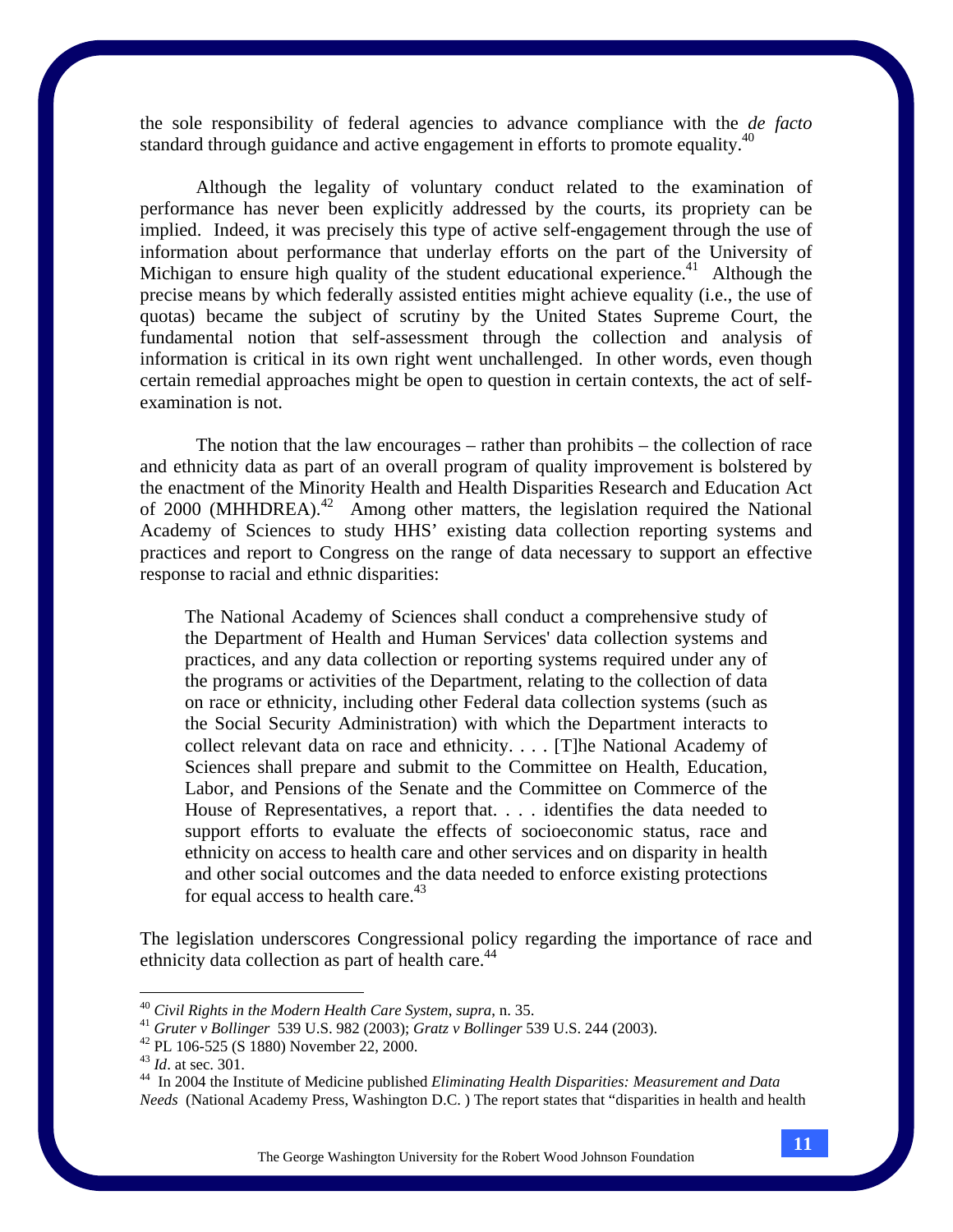the sole responsibility of federal agencies to advance compliance with the *de facto* standard through guidance and active engagement in efforts to promote equality.[40]

Although the legality of voluntary conduct related to the examination of performance has never been explicitly addressed by the courts, its propriety can be implied. Indeed, it was precisely this type of active self-engagement through the use of information about performance that underlay efforts on the part of the University of Michigan to ensure high quality of the student educational experience.[41] Although the precise means by which federally assisted entities might achieve equality (i.e., the use of quotas) became the subject of scrutiny by the United States Supreme Court, the fundamental notion that self-assessment through the collection and analysis of information is critical in its own right went unchallenged. In other words, even though certain remedial approaches might be open to question in certain contexts, the act of self-examination is not.

The notion that the law encourages – rather than prohibits – the collection of race and ethnicity data as part of an overall program of quality improvement is bolstered by the enactment of the Minority Health and Health Disparities Research and Education Act of 2000 (MHHDREA).[42] Among other matters, the legislation required the National Academy of Sciences to study HHS' existing data collection reporting systems and practices and report to Congress on the range of data necessary to support an effective response to racial and ethnic disparities:

> The National Academy of Sciences shall conduct a comprehensive study of the Department of Health and Human Services' data collection systems and practices, and any data collection or reporting systems required under any of the programs or activities of the Department, relating to the collection of data on race or ethnicity, including other Federal data collection systems (such as the Social Security Administration) with which the Department interacts to collect relevant data on race and ethnicity. . . . [T]he National Academy of Sciences shall prepare and submit to the Committee on Health, Education, Labor, and Pensions of the Senate and the Committee on Commerce of the House of Representatives, a report that. . . . identifies the data needed to support efforts to evaluate the effects of socioeconomic status, race and ethnicity on access to health care and other services and on disparity in health and other social outcomes and the data needed to enforce existing protections for equal access to health care.[43]

The legislation underscores Congressional policy regarding the importance of race and ethnicity data collection as part of health care.[44]

---

[40] *Civil Rights in the Modern Health Care System, supra*, n. 35.

[41] *Gruter v Bollinger* 539 U.S. 982 (2003); *Gratz v Bollinger* 539 U.S. 244 (2003).

[42] PL 106-525 (S 1880) November 22, 2000.

[43] *Id*. at sec. 301.

[44] In 2004 the Institute of Medicine published *Eliminating Health Disparities: Measurement and Data Needs* (National Academy Press, Washington D.C. ) The report states that "disparities in health and health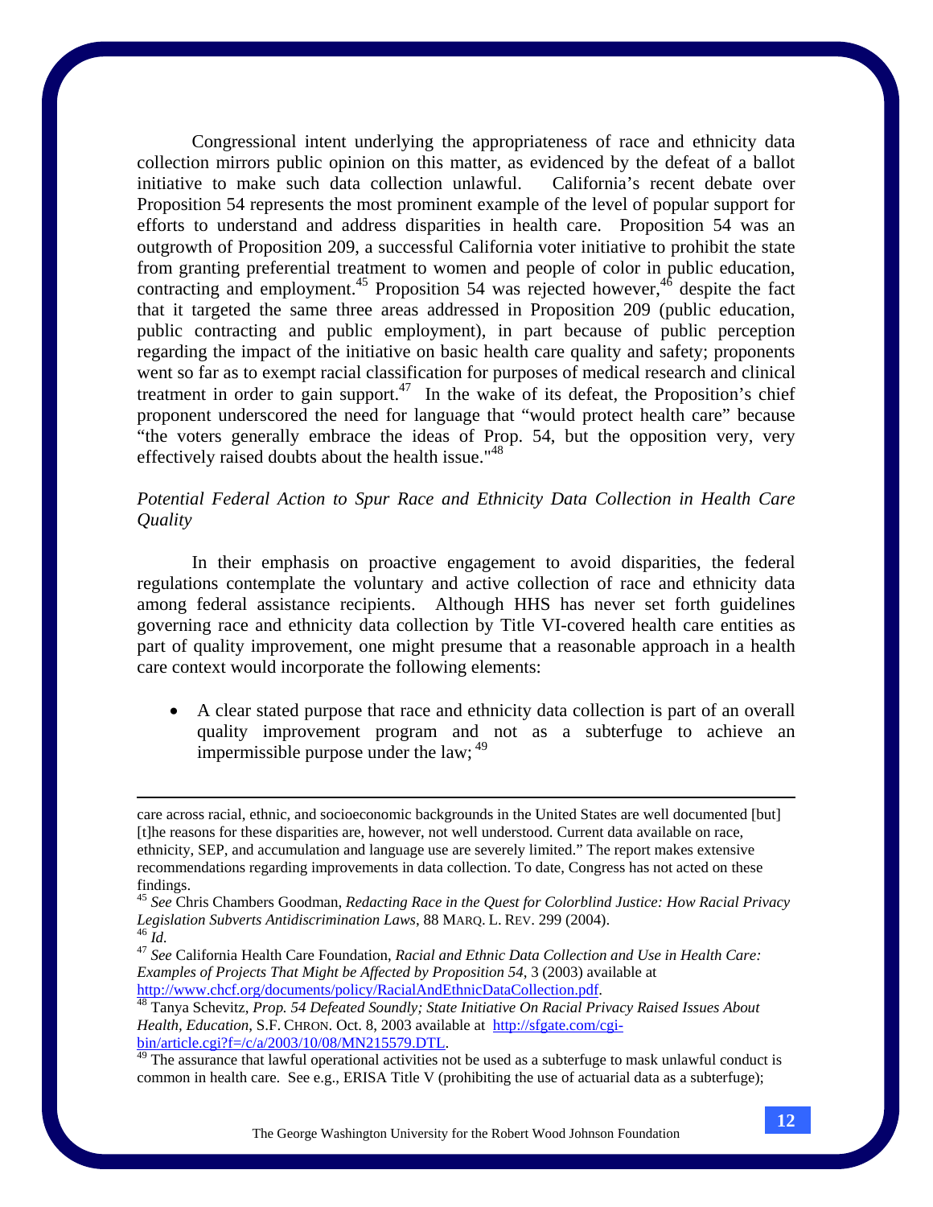Congressional intent underlying the appropriateness of race and ethnicity data collection mirrors public opinion on this matter, as evidenced by the defeat of a ballot initiative to make such data collection unlawful. California's recent debate over Proposition 54 represents the most prominent example of the level of popular support for efforts to understand and address disparities in health care. Proposition 54 was an outgrowth of Proposition 209, a successful California voter initiative to prohibit the state from granting preferential treatment to women and people of color in public education, contracting and employment.[45] Proposition 54 was rejected however,[46] despite the fact that it targeted the same three areas addressed in Proposition 209 (public education, public contracting and public employment), in part because of public perception regarding the impact of the initiative on basic health care quality and safety; proponents went so far as to exempt racial classification for purposes of medical research and clinical treatment in order to gain support.[47] In the wake of its defeat, the Proposition's chief proponent underscored the need for language that "would protect health care" because "the voters generally embrace the ideas of Prop. 54, but the opposition very, very effectively raised doubts about the health issue."[48]

*Potential Federal Action to Spur Race and Ethnicity Data Collection in Health Care Quality*

In their emphasis on proactive engagement to avoid disparities, the federal regulations contemplate the voluntary and active collection of race and ethnicity data among federal assistance recipients. Although HHS has never set forth guidelines governing race and ethnicity data collection by Title VI-covered health care entities as part of quality improvement, one might presume that a reasonable approach in a health care context would incorporate the following elements:

- A clear stated purpose that race and ethnicity data collection is part of an overall quality improvement program and not as a subterfuge to achieve an impermissible purpose under the law;[49]

---

care across racial, ethnic, and socioeconomic backgrounds in the United States are well documented [but] [t]he reasons for these disparities are, however, not well understood. Current data available on race, ethnicity, SEP, and accumulation and language use are severely limited." The report makes extensive recommendations regarding improvements in data collection. To date, Congress has not acted on these findings.

[45] *See* Chris Chambers Goodman, *Redacting Race in the Quest for Colorblind Justice: How Racial Privacy Legislation Subverts Antidiscrimination Laws*, 88 MARQ. L. REV. 299 (2004).

[46] *Id.*

[47] *See* California Health Care Foundation, *Racial and Ethnic Data Collection and Use in Health Care: Examples of Projects That Might be Affected by Proposition 54*, 3 (2003) available at http://www.chcf.org/documents/policy/RacialAndEthnicDataCollection.pdf.

[48] Tanya Schevitz, *Prop. 54 Defeated Soundly; State Initiative On Racial Privacy Raised Issues About Health, Education*, S.F. CHRON. Oct. 8, 2003 available at http://sfgate.com/cgi-bin/article.cgi?f=/c/a/2003/10/08/MN215579.DTL.

[49] The assurance that lawful operational activities not be used as a subterfuge to mask unlawful conduct is common in health care. See e.g., ERISA Title V (prohibiting the use of actuarial data as a subterfuge);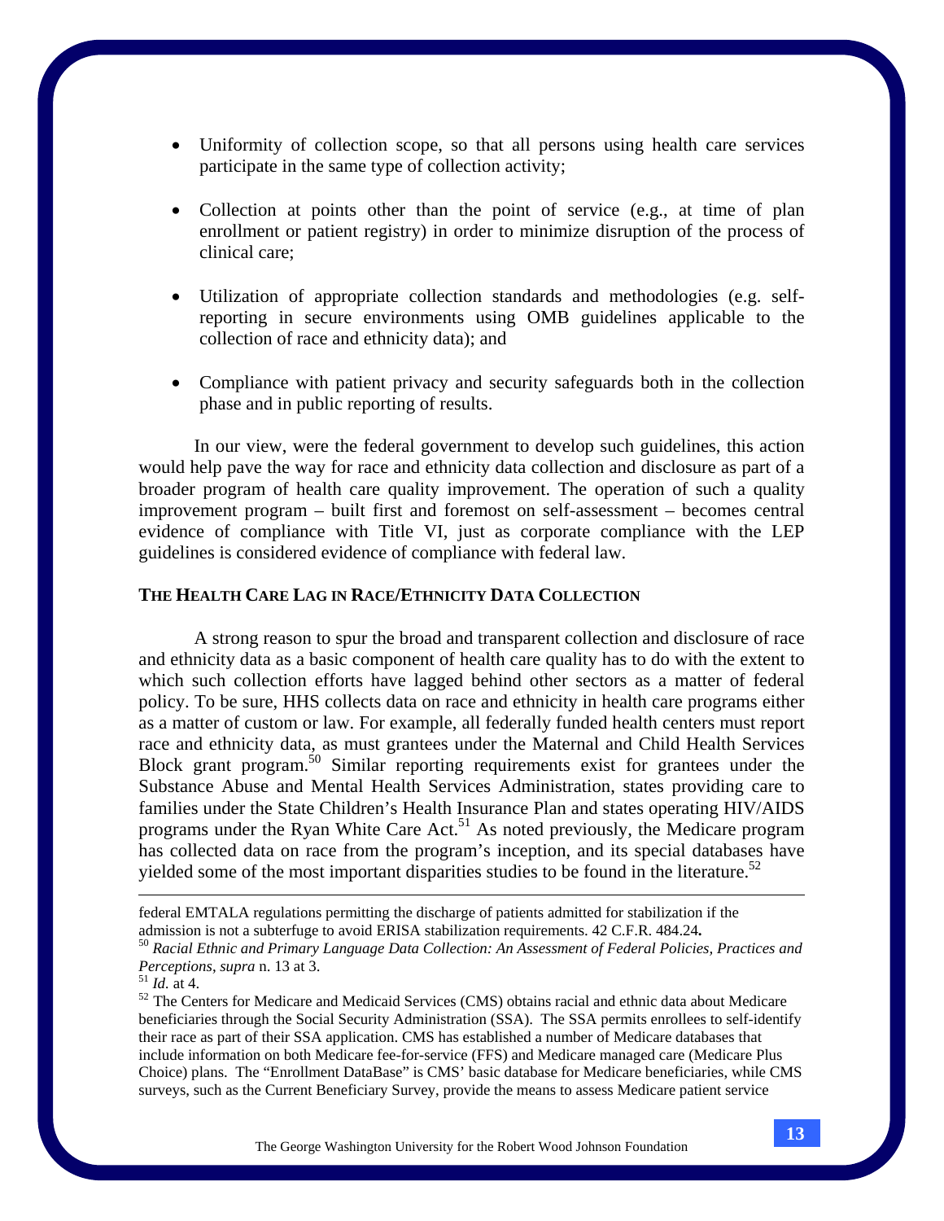- Uniformity of collection scope, so that all persons using health care services participate in the same type of collection activity;

- Collection at points other than the point of service (e.g., at time of plan enrollment or patient registry) in order to minimize disruption of the process of clinical care;

- Utilization of appropriate collection standards and methodologies (e.g. self-reporting in secure environments using OMB guidelines applicable to the collection of race and ethnicity data); and

- Compliance with patient privacy and security safeguards both in the collection phase and in public reporting of results.

In our view, were the federal government to develop such guidelines, this action would help pave the way for race and ethnicity data collection and disclosure as part of a broader program of health care quality improvement. The operation of such a quality improvement program – built first and foremost on self-assessment – becomes central evidence of compliance with Title VI, just as corporate compliance with the LEP guidelines is considered evidence of compliance with federal law.

### THE HEALTH CARE LAG IN RACE/ETHNICITY DATA COLLECTION

A strong reason to spur the broad and transparent collection and disclosure of race and ethnicity data as a basic component of health care quality has to do with the extent to which such collection efforts have lagged behind other sectors as a matter of federal policy. To be sure, HHS collects data on race and ethnicity in health care programs either as a matter of custom or law. For example, all federally funded health centers must report race and ethnicity data, as must grantees under the Maternal and Child Health Services Block grant program.[50] Similar reporting requirements exist for grantees under the Substance Abuse and Mental Health Services Administration, states providing care to families under the State Children's Health Insurance Plan and states operating HIV/AIDS programs under the Ryan White Care Act.[51] As noted previously, the Medicare program has collected data on race from the program's inception, and its special databases have yielded some of the most important disparities studies to be found in the literature.[52]

---

federal EMTALA regulations permitting the discharge of patients admitted for stabilization if the admission is not a subterfuge to avoid ERISA stabilization requirements. 42 C.F.R. 484.24**.**

[50] *Racial Ethnic and Primary Language Data Collection: An Assessment of Federal Policies, Practices and Perceptions*, *supra* n. 13 at 3.

[51] *Id.* at 4.

[52] The Centers for Medicare and Medicaid Services (CMS) obtains racial and ethnic data about Medicare beneficiaries through the Social Security Administration (SSA). The SSA permits enrollees to self-identify their race as part of their SSA application. CMS has established a number of Medicare databases that include information on both Medicare fee-for-service (FFS) and Medicare managed care (Medicare Plus Choice) plans. The "Enrollment DataBase" is CMS' basic database for Medicare beneficiaries, while CMS surveys, such as the Current Beneficiary Survey, provide the means to assess Medicare patient service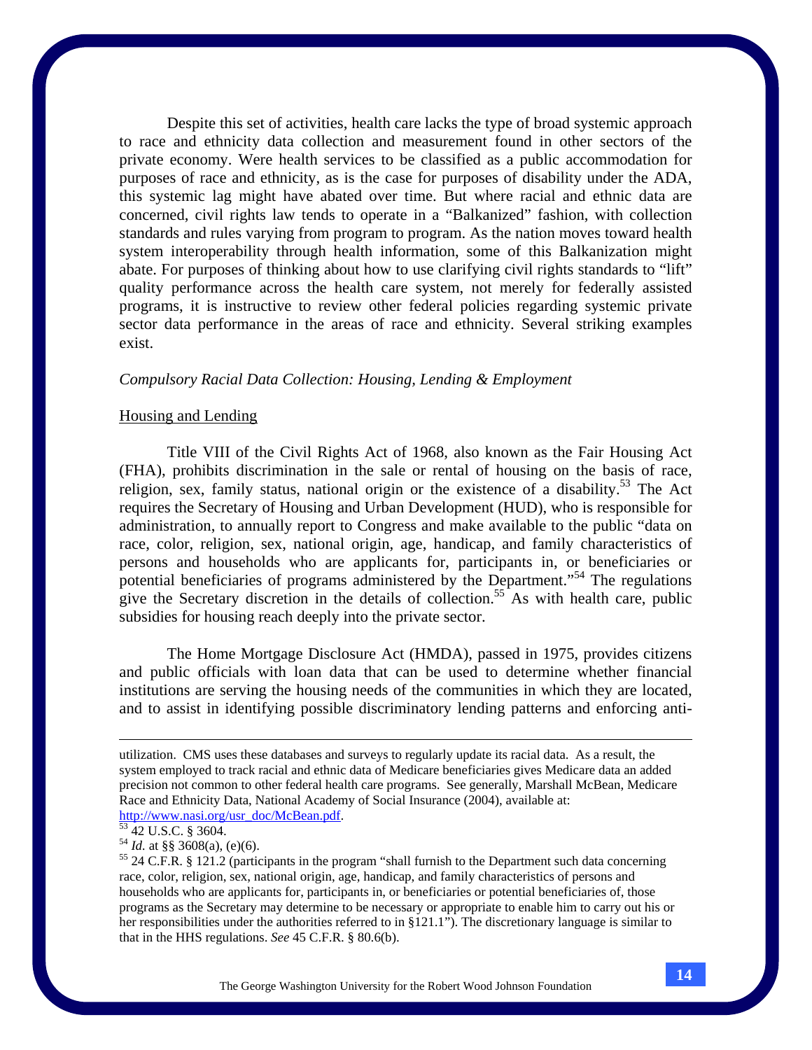Despite this set of activities, health care lacks the type of broad systemic approach to race and ethnicity data collection and measurement found in other sectors of the private economy. Were health services to be classified as a public accommodation for purposes of race and ethnicity, as is the case for purposes of disability under the ADA, this systemic lag might have abated over time. But where racial and ethnic data are concerned, civil rights law tends to operate in a "Balkanized" fashion, with collection standards and rules varying from program to program. As the nation moves toward health system interoperability through health information, some of this Balkanization might abate. For purposes of thinking about how to use clarifying civil rights standards to "lift" quality performance across the health care system, not merely for federally assisted programs, it is instructive to review other federal policies regarding systemic private sector data performance in the areas of race and ethnicity. Several striking examples exist.

*Compulsory Racial Data Collection: Housing, Lending & Employment*

Housing and Lending

Title VIII of the Civil Rights Act of 1968, also known as the Fair Housing Act (FHA), prohibits discrimination in the sale or rental of housing on the basis of race, religion, sex, family status, national origin or the existence of a disability.[53] The Act requires the Secretary of Housing and Urban Development (HUD), who is responsible for administration, to annually report to Congress and make available to the public "data on race, color, religion, sex, national origin, age, handicap, and family characteristics of persons and households who are applicants for, participants in, or beneficiaries or potential beneficiaries of programs administered by the Department."[54] The regulations give the Secretary discretion in the details of collection.[55] As with health care, public subsidies for housing reach deeply into the private sector.

The Home Mortgage Disclosure Act (HMDA), passed in 1975, provides citizens and public officials with loan data that can be used to determine whether financial institutions are serving the housing needs of the communities in which they are located, and to assist in identifying possible discriminatory lending patterns and enforcing anti-

---

utilization. CMS uses these databases and surveys to regularly update its racial data. As a result, the system employed to track racial and ethnic data of Medicare beneficiaries gives Medicare data an added precision not common to other federal health care programs. See generally, Marshall McBean, Medicare Race and Ethnicity Data, National Academy of Social Insurance (2004), available at: http://www.nasi.org/usr_doc/McBean.pdf.

[53] 42 U.S.C. § 3604.

[54] *Id*. at §§ 3608(a), (e)(6).

[55] 24 C.F.R. § 121.2 (participants in the program "shall furnish to the Department such data concerning race, color, religion, sex, national origin, age, handicap, and family characteristics of persons and households who are applicants for, participants in, or beneficiaries or potential beneficiaries of, those programs as the Secretary may determine to be necessary or appropriate to enable him to carry out his or her responsibilities under the authorities referred to in §121.1"). The discretionary language is similar to that in the HHS regulations. *See* 45 C.F.R. § 80.6(b).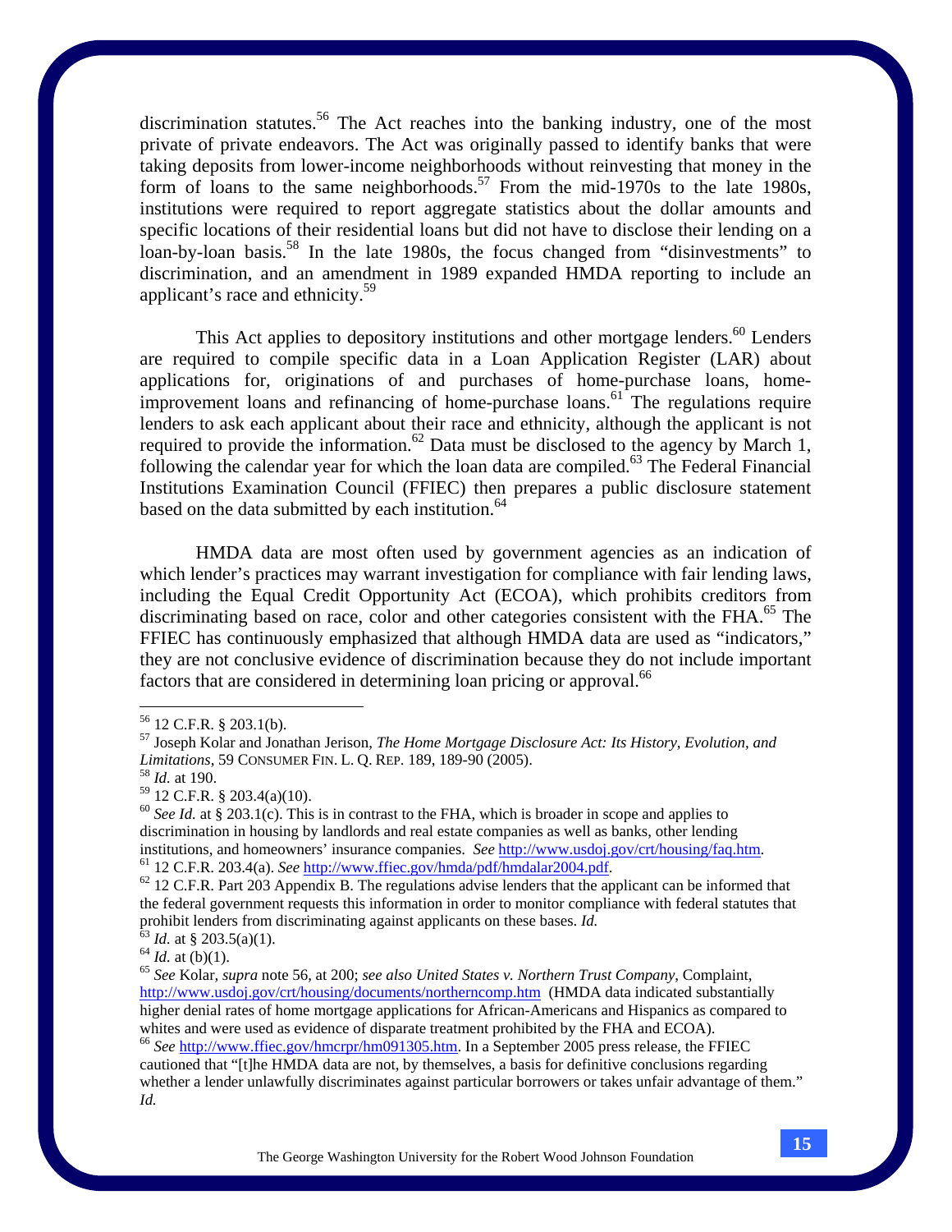discrimination statutes.[56] The Act reaches into the banking industry, one of the most private of private endeavors. The Act was originally passed to identify banks that were taking deposits from lower-income neighborhoods without reinvesting that money in the form of loans to the same neighborhoods.[57] From the mid-1970s to the late 1980s, institutions were required to report aggregate statistics about the dollar amounts and specific locations of their residential loans but did not have to disclose their lending on a loan-by-loan basis.[58] In the late 1980s, the focus changed from "disinvestments" to discrimination, and an amendment in 1989 expanded HMDA reporting to include an applicant's race and ethnicity.[59]

This Act applies to depository institutions and other mortgage lenders.[60] Lenders are required to compile specific data in a Loan Application Register (LAR) about applications for, originations of and purchases of home-purchase loans, home-improvement loans and refinancing of home-purchase loans.[61] The regulations require lenders to ask each applicant about their race and ethnicity, although the applicant is not required to provide the information.[62] Data must be disclosed to the agency by March 1, following the calendar year for which the loan data are compiled.[63] The Federal Financial Institutions Examination Council (FFIEC) then prepares a public disclosure statement based on the data submitted by each institution.[64]

HMDA data are most often used by government agencies as an indication of which lender's practices may warrant investigation for compliance with fair lending laws, including the Equal Credit Opportunity Act (ECOA), which prohibits creditors from discriminating based on race, color and other categories consistent with the FHA.[65] The FFIEC has continuously emphasized that although HMDA data are used as "indicators," they are not conclusive evidence of discrimination because they do not include important factors that are considered in determining loan pricing or approval.[66]

---

[56] 12 C.F.R. § 203.1(b).

[57] Joseph Kolar and Jonathan Jerison, *The Home Mortgage Disclosure Act: Its History, Evolution, and Limitations*, 59 CONSUMER FIN. L. Q. REP. 189, 189-90 (2005).

[58] *Id*. at 190.

[59] 12 C.F.R. § 203.4(a)(10).

[60] *See Id.* at § 203.1(c). This is in contrast to the FHA, which is broader in scope and applies to discrimination in housing by landlords and real estate companies as well as banks, other lending institutions, and homeowners' insurance companies. *See* http://www.usdoj.gov/crt/housing/faq.htm.

[61] 12 C.F.R. 203.4(a). *See* http://www.ffiec.gov/hmda/pdf/hmdalar2004.pdf.

[62] 12 C.F.R. Part 203 Appendix B. The regulations advise lenders that the applicant can be informed that the federal government requests this information in order to monitor compliance with federal statutes that prohibit lenders from discriminating against applicants on these bases. *Id.*

[63] *Id*. at § 203.5(a)(1).

[64] *Id*. at (b)(1).

[65] *See* Kolar, *supra* note 56, at 200; *see also United States v. Northern Trust Company*, Complaint, http://www.usdoj.gov/crt/housing/documents/northerncomp.htm (HMDA data indicated substantially higher denial rates of home mortgage applications for African-Americans and Hispanics as compared to whites and were used as evidence of disparate treatment prohibited by the FHA and ECOA).

[66] *See* http://www.ffiec.gov/hmcrpr/hm091305.htm. In a September 2005 press release, the FFIEC cautioned that "[t]he HMDA data are not, by themselves, a basis for definitive conclusions regarding whether a lender unlawfully discriminates against particular borrowers or takes unfair advantage of them." *Id.*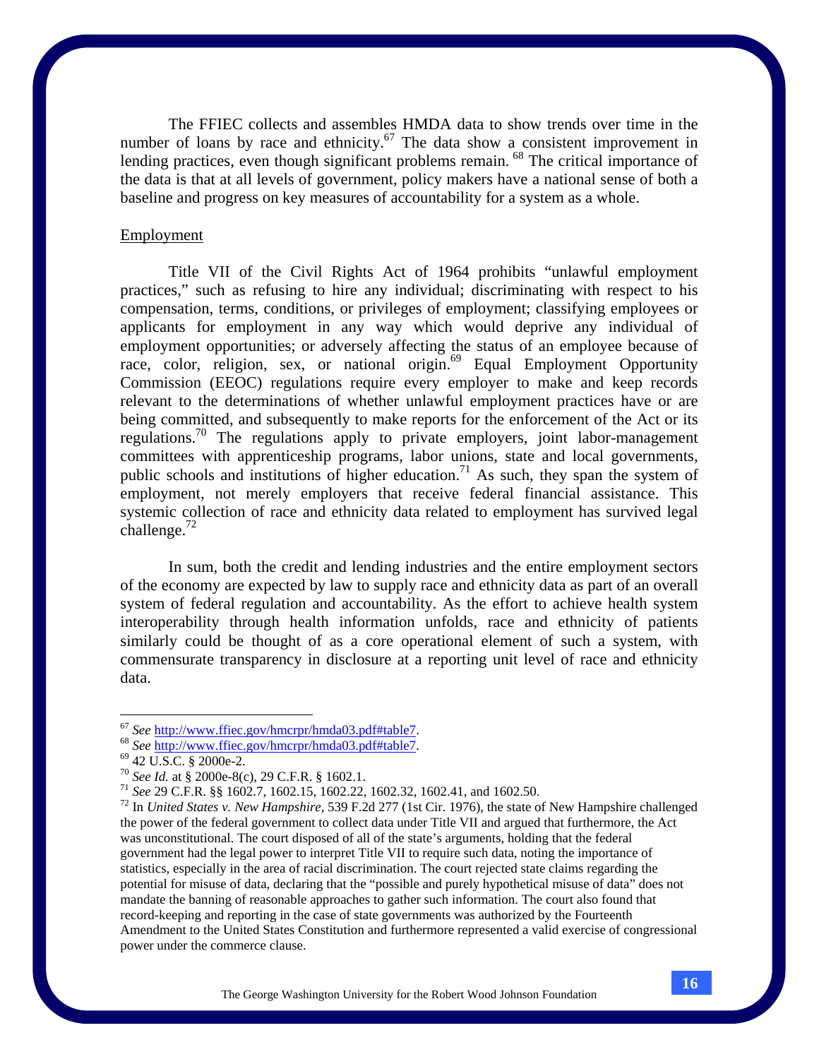The FFIEC collects and assembles HMDA data to show trends over time in the number of loans by race and ethnicity.[67] The data show a consistent improvement in lending practices, even though significant problems remain.[68] The critical importance of the data is that at all levels of government, policy makers have a national sense of both a baseline and progress on key measures of accountability for a system as a whole.

Employment

Title VII of the Civil Rights Act of 1964 prohibits "unlawful employment practices," such as refusing to hire any individual; discriminating with respect to his compensation, terms, conditions, or privileges of employment; classifying employees or applicants for employment in any way which would deprive any individual of employment opportunities; or adversely affecting the status of an employee because of race, color, religion, sex, or national origin.[69] Equal Employment Opportunity Commission (EEOC) regulations require every employer to make and keep records relevant to the determinations of whether unlawful employment practices have or are being committed, and subsequently to make reports for the enforcement of the Act or its regulations.[70] The regulations apply to private employers, joint labor-management committees with apprenticeship programs, labor unions, state and local governments, public schools and institutions of higher education.[71] As such, they span the system of employment, not merely employers that receive federal financial assistance. This systemic collection of race and ethnicity data related to employment has survived legal challenge.[72]

In sum, both the credit and lending industries and the entire employment sectors of the economy are expected by law to supply race and ethnicity data as part of an overall system of federal regulation and accountability. As the effort to achieve health system interoperability through health information unfolds, race and ethnicity of patients similarly could be thought of as a core operational element of such a system, with commensurate transparency in disclosure at a reporting unit level of race and ethnicity data.

---

[67] *See* http://www.ffiec.gov/hmcrpr/hmda03.pdf#table7.

[68] *See* http://www.ffiec.gov/hmcrpr/hmda03.pdf#table7.

[69] 42 U.S.C. § 2000e-2.

[70] *See Id.* at § 2000e-8(c), 29 C.F.R. § 1602.1.

[71] *See* 29 C.F.R. §§ 1602.7, 1602.15, 1602.22, 1602.32, 1602.41, and 1602.50.

[72] In *United States v. New Hampshire*, 539 F.2d 277 (1st Cir. 1976), the state of New Hampshire challenged the power of the federal government to collect data under Title VII and argued that furthermore, the Act was unconstitutional. The court disposed of all of the state's arguments, holding that the federal government had the legal power to interpret Title VII to require such data, noting the importance of statistics, especially in the area of racial discrimination. The court rejected state claims regarding the potential for misuse of data, declaring that the "possible and purely hypothetical misuse of data" does not mandate the banning of reasonable approaches to gather such information. The court also found that record-keeping and reporting in the case of state governments was authorized by the Fourteenth Amendment to the United States Constitution and furthermore represented a valid exercise of congressional power under the commerce clause.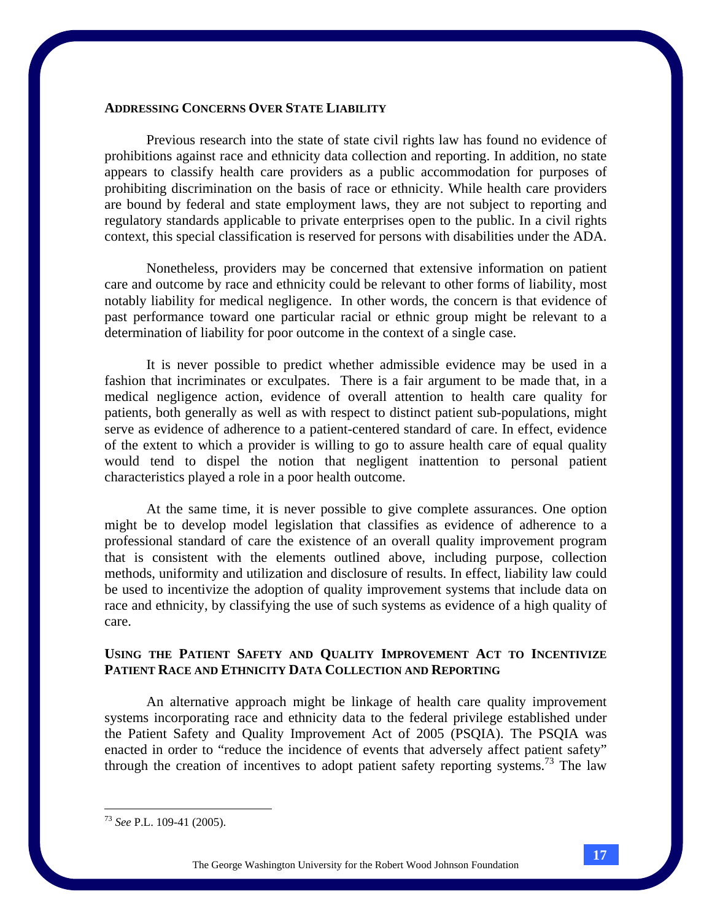## Addressing Concerns Over State Liability

Previous research into the state of state civil rights law has found no evidence of prohibitions against race and ethnicity data collection and reporting. In addition, no state appears to classify health care providers as a public accommodation for purposes of prohibiting discrimination on the basis of race or ethnicity. While health care providers are bound by federal and state employment laws, they are not subject to reporting and regulatory standards applicable to private enterprises open to the public. In a civil rights context, this special classification is reserved for persons with disabilities under the ADA.

Nonetheless, providers may be concerned that extensive information on patient care and outcome by race and ethnicity could be relevant to other forms of liability, most notably liability for medical negligence. In other words, the concern is that evidence of past performance toward one particular racial or ethnic group might be relevant to a determination of liability for poor outcome in the context of a single case.

It is never possible to predict whether admissible evidence may be used in a fashion that incriminates or exculpates. There is a fair argument to be made that, in a medical negligence action, evidence of overall attention to health care quality for patients, both generally as well as with respect to distinct patient sub-populations, might serve as evidence of adherence to a patient-centered standard of care. In effect, evidence of the extent to which a provider is willing to go to assure health care of equal quality would tend to dispel the notion that negligent inattention to personal patient characteristics played a role in a poor health outcome.

At the same time, it is never possible to give complete assurances. One option might be to develop model legislation that classifies as evidence of adherence to a professional standard of care the existence of an overall quality improvement program that is consistent with the elements outlined above, including purpose, collection methods, uniformity and utilization and disclosure of results. In effect, liability law could be used to incentivize the adoption of quality improvement systems that include data on race and ethnicity, by classifying the use of such systems as evidence of a high quality of care.

## Using the Patient Safety and Quality Improvement Act to Incentivize Patient Race and Ethnicity Data Collection and Reporting

An alternative approach might be linkage of health care quality improvement systems incorporating race and ethnicity data to the federal privilege established under the Patient Safety and Quality Improvement Act of 2005 (PSQIA). The PSQIA was enacted in order to "reduce the incidence of events that adversely affect patient safety" through the creation of incentives to adopt patient safety reporting systems.[73] The law

[73] *See* P.L. 109-41 (2005).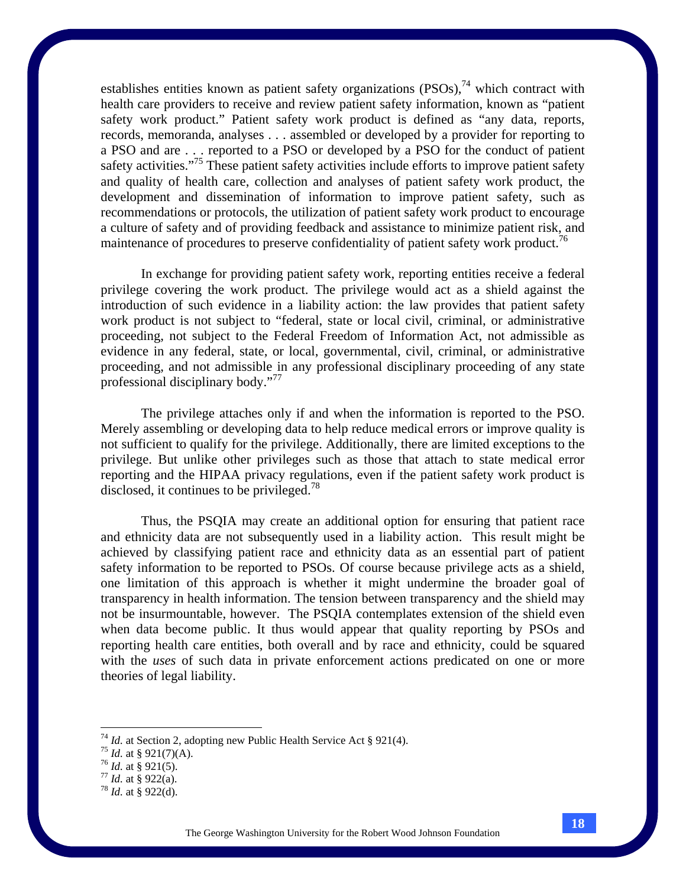establishes entities known as patient safety organizations (PSOs),[74] which contract with health care providers to receive and review patient safety information, known as "patient safety work product." Patient safety work product is defined as "any data, reports, records, memoranda, analyses . . . assembled or developed by a provider for reporting to a PSO and are . . . reported to a PSO or developed by a PSO for the conduct of patient safety activities."[75] These patient safety activities include efforts to improve patient safety and quality of health care, collection and analyses of patient safety work product, the development and dissemination of information to improve patient safety, such as recommendations or protocols, the utilization of patient safety work product to encourage a culture of safety and of providing feedback and assistance to minimize patient risk, and maintenance of procedures to preserve confidentiality of patient safety work product.[76]

In exchange for providing patient safety work, reporting entities receive a federal privilege covering the work product. The privilege would act as a shield against the introduction of such evidence in a liability action: the law provides that patient safety work product is not subject to "federal, state or local civil, criminal, or administrative proceeding, not subject to the Federal Freedom of Information Act, not admissible as evidence in any federal, state, or local, governmental, civil, criminal, or administrative proceeding, and not admissible in any professional disciplinary proceeding of any state professional disciplinary body."[77]

The privilege attaches only if and when the information is reported to the PSO. Merely assembling or developing data to help reduce medical errors or improve quality is not sufficient to qualify for the privilege. Additionally, there are limited exceptions to the privilege. But unlike other privileges such as those that attach to state medical error reporting and the HIPAA privacy regulations, even if the patient safety work product is disclosed, it continues to be privileged.[78]

Thus, the PSQIA may create an additional option for ensuring that patient race and ethnicity data are not subsequently used in a liability action. This result might be achieved by classifying patient race and ethnicity data as an essential part of patient safety information to be reported to PSOs. Of course because privilege acts as a shield, one limitation of this approach is whether it might undermine the broader goal of transparency in health information. The tension between transparency and the shield may not be insurmountable, however. The PSQIA contemplates extension of the shield even when data become public. It thus would appear that quality reporting by PSOs and reporting health care entities, both overall and by race and ethnicity, could be squared with the *uses* of such data in private enforcement actions predicated on one or more theories of legal liability.

---

[74] *Id*. at Section 2, adopting new Public Health Service Act § 921(4).

[75] *Id*. at § 921(7)(A).

[76] *Id*. at § 921(5).

[77] *Id*. at § 922(a).

[78] *Id*. at § 922(d).